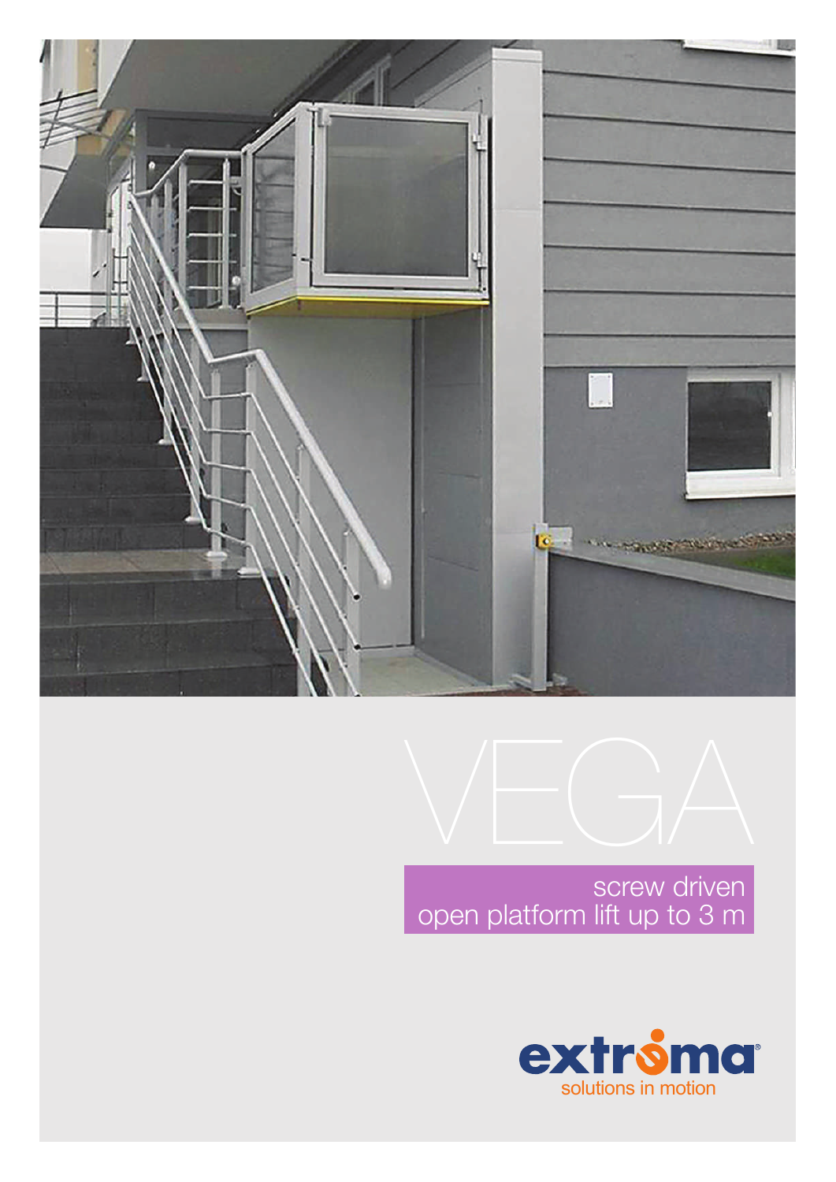# VEGA

screw driven
open platform lift up to 3 m

extroma
solutions in motion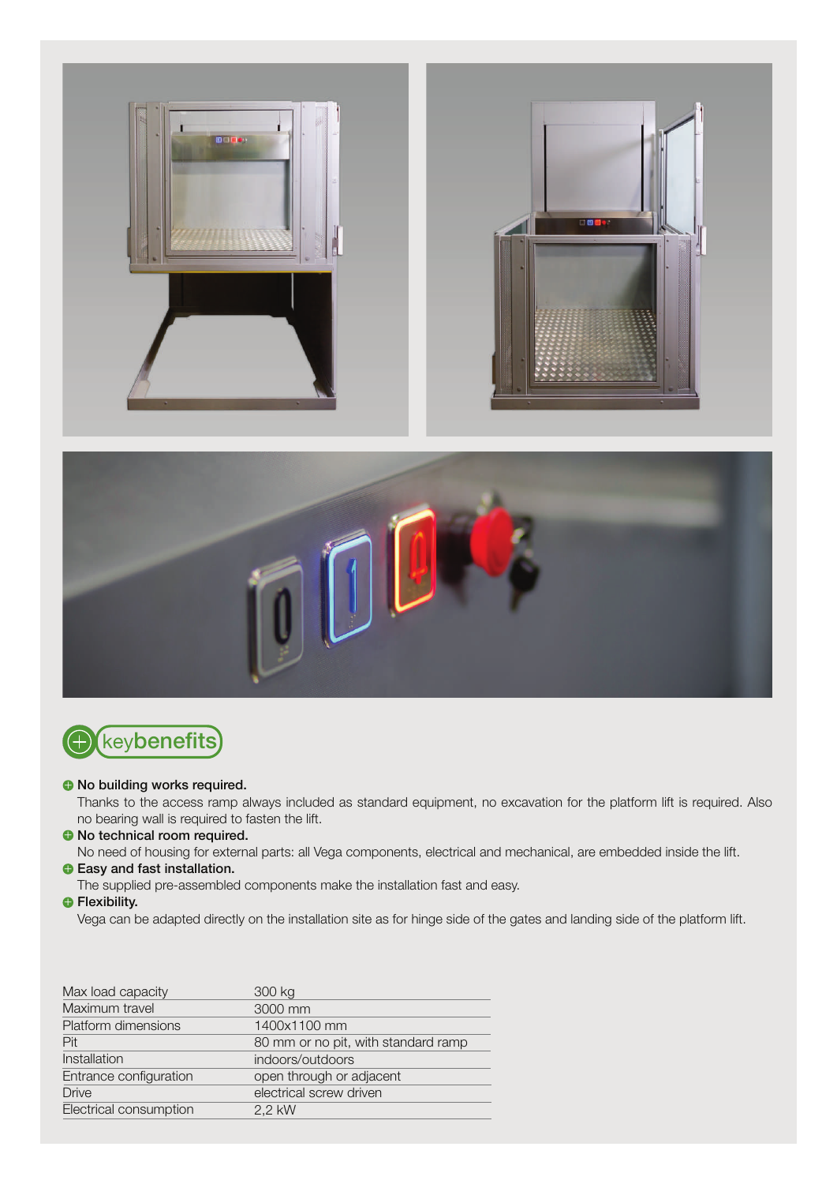## keybenefits

- **No building works required.**
  Thanks to the access ramp always included as standard equipment, no excavation for the platform lift is required. Also no bearing wall is required to fasten the lift.
- **No technical room required.**
  No need of housing for external parts: all Vega components, electrical and mechanical, are embedded inside the lift.
- **Easy and fast installation.**
  The supplied pre-assembled components make the installation fast and easy.
- **Flexibility.**
  Vega can be adapted directly on the installation site as for hinge side of the gates and landing side of the platform lift.

| | |
|---|---|
| Max load capacity | 300 kg |
| Maximum travel | 3000 mm |
| Platform dimensions | 1400x1100 mm |
| Pit | 80 mm or no pit, with standard ramp |
| Installation | indoors/outdoors |
| Entrance configuration | open through or adjacent |
| Drive | electrical screw driven |
| Electrical consumption | 2,2 kW |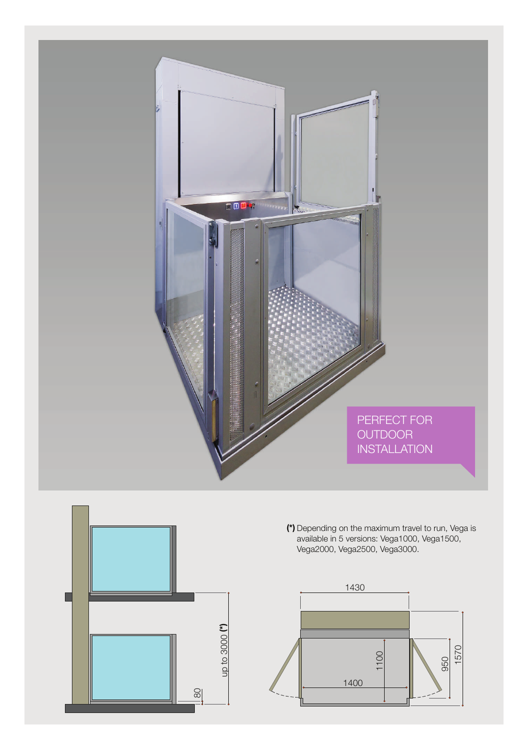PERFECT FOR OUTDOOR INSTALLATION

80

up to 3000 (*)

(*) Depending on the maximum travel to run, Vega is available in 5 versions: Vega1000, Vega1500, Vega2000, Vega2500, Vega3000.

1430

1100

1400

950

1570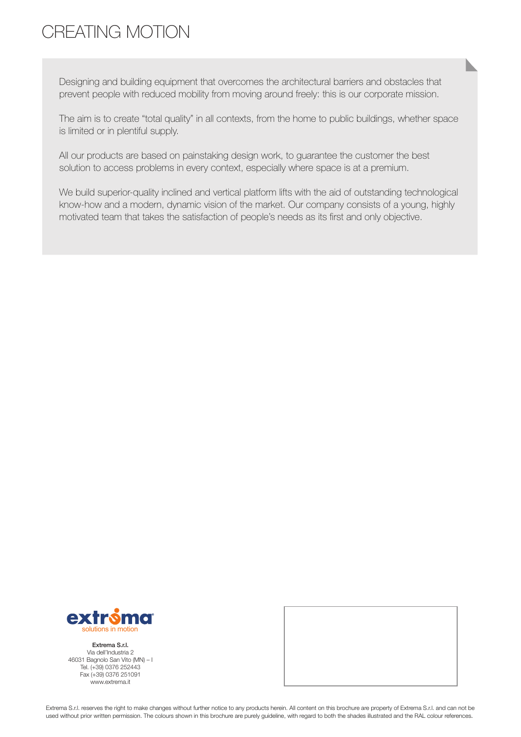# CREATING MOTION

Designing and building equipment that overcomes the architectural barriers and obstacles that prevent people with reduced mobility from moving around freely: this is our corporate mission.

The aim is to create "total quality" in all contexts, from the home to public buildings, whether space is limited or in plentiful supply.

All our products are based on painstaking design work, to guarantee the customer the best solution to access problems in every context, especially where space is at a premium.

We build superior-quality inclined and vertical platform lifts with the aid of outstanding technological know-how and a modern, dynamic vision of the market. Our company consists of a young, highly motivated team that takes the satisfaction of people's needs as its first and only objective.

extrema
solutions in motion

**Extrema S.r.l.**
Via dell'Industria 2
46031 Bagnolo San Vito (MN) – I
Tel. (+39) 0376 252443
Fax (+39) 0376 251091
www.extrema.it

Extrema S.r.l. reserves the right to make changes without further notice to any products herein. All content on this brochure are property of Extrema S.r.l. and can not be used without prior written permission. The colours shown in this brochure are purely guideline, with regard to both the shades illustrated and the RAL colour references.